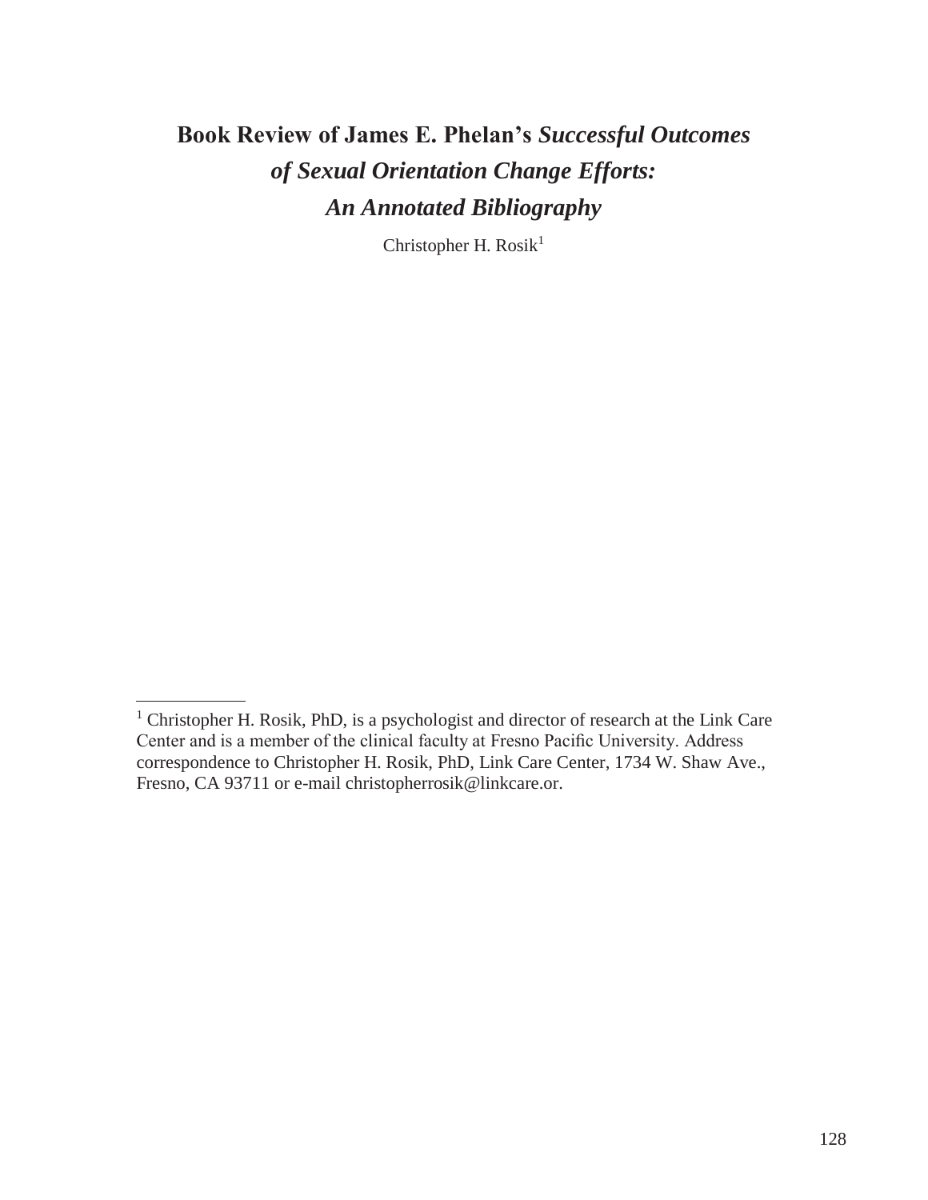# Book Review of James E. Phelan's *Successful Outcomes of Sexual Orientation Change Efforts: An Annotated Bibliography*

Christopher H. Rosik[1]

---

[1] Christopher H. Rosik, PhD, is a psychologist and director of research at the Link Care Center and is a member of the clinical faculty at Fresno Pacific University. Address correspondence to Christopher H. Rosik, PhD, Link Care Center, 1734 W. Shaw Ave., Fresno, CA 93711 or e-mail christopherrosik@linkcare.or.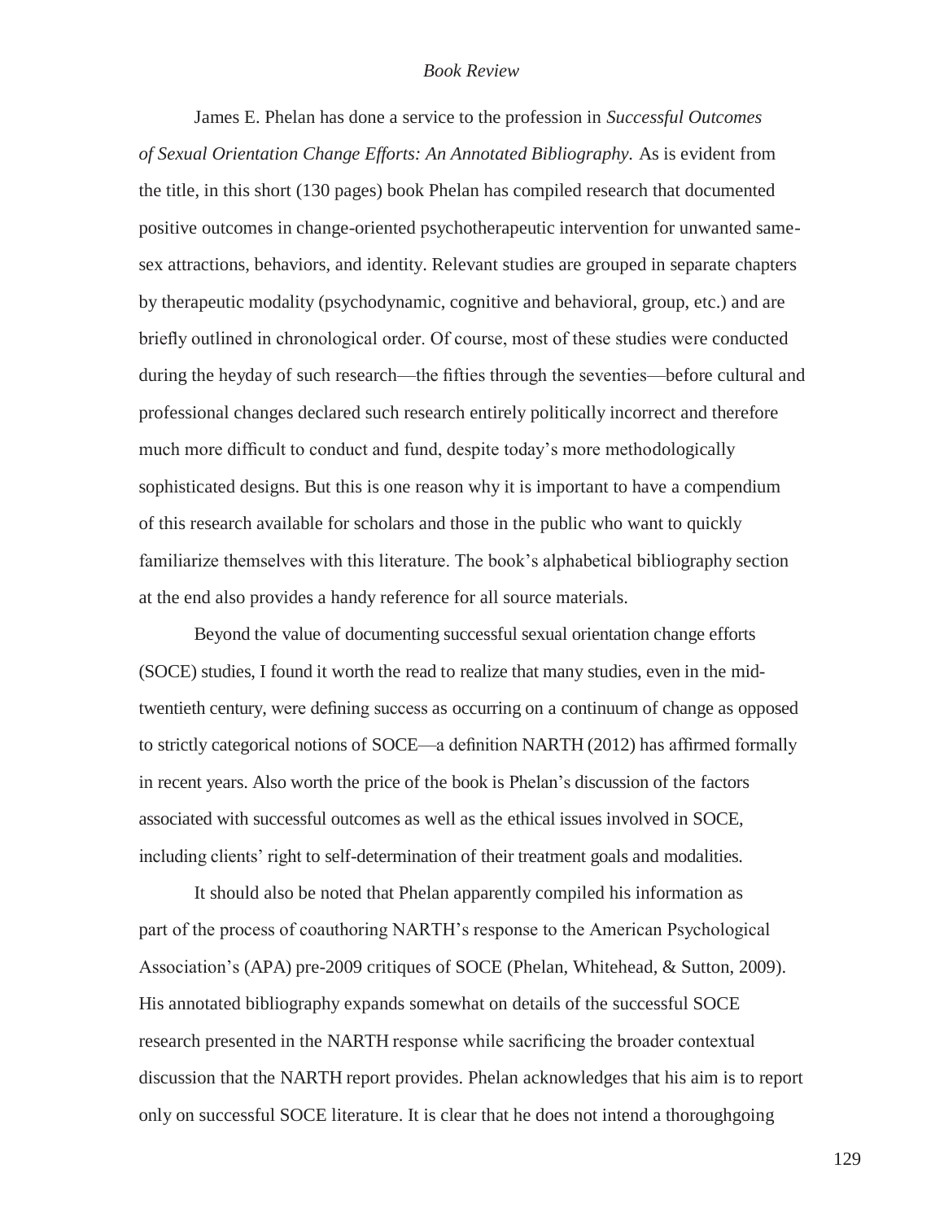James E. Phelan has done a service to the profession in *Successful Outcomes of Sexual Orientation Change Efforts: An Annotated Bibliography.* As is evident from the title, in this short (130 pages) book Phelan has compiled research that documented positive outcomes in change-oriented psychotherapeutic intervention for unwanted same-sex attractions, behaviors, and identity. Relevant studies are grouped in separate chapters by therapeutic modality (psychodynamic, cognitive and behavioral, group, etc.) and are briefly outlined in chronological order. Of course, most of these studies were conducted during the heyday of such research—the fifties through the seventies—before cultural and professional changes declared such research entirely politically incorrect and therefore much more difficult to conduct and fund, despite today's more methodologically sophisticated designs. But this is one reason why it is important to have a compendium of this research available for scholars and those in the public who want to quickly familiarize themselves with this literature. The book's alphabetical bibliography section at the end also provides a handy reference for all source materials.

Beyond the value of documenting successful sexual orientation change efforts (SOCE) studies, I found it worth the read to realize that many studies, even in the mid-twentieth century, were defining success as occurring on a continuum of change as opposed to strictly categorical notions of SOCE—a definition NARTH (2012) has affirmed formally in recent years. Also worth the price of the book is Phelan's discussion of the factors associated with successful outcomes as well as the ethical issues involved in SOCE, including clients' right to self-determination of their treatment goals and modalities.

It should also be noted that Phelan apparently compiled his information as part of the process of coauthoring NARTH's response to the American Psychological Association's (APA) pre-2009 critiques of SOCE (Phelan, Whitehead, & Sutton, 2009). His annotated bibliography expands somewhat on details of the successful SOCE research presented in the NARTH response while sacrificing the broader contextual discussion that the NARTH report provides. Phelan acknowledges that his aim is to report only on successful SOCE literature. It is clear that he does not intend a thoroughgoing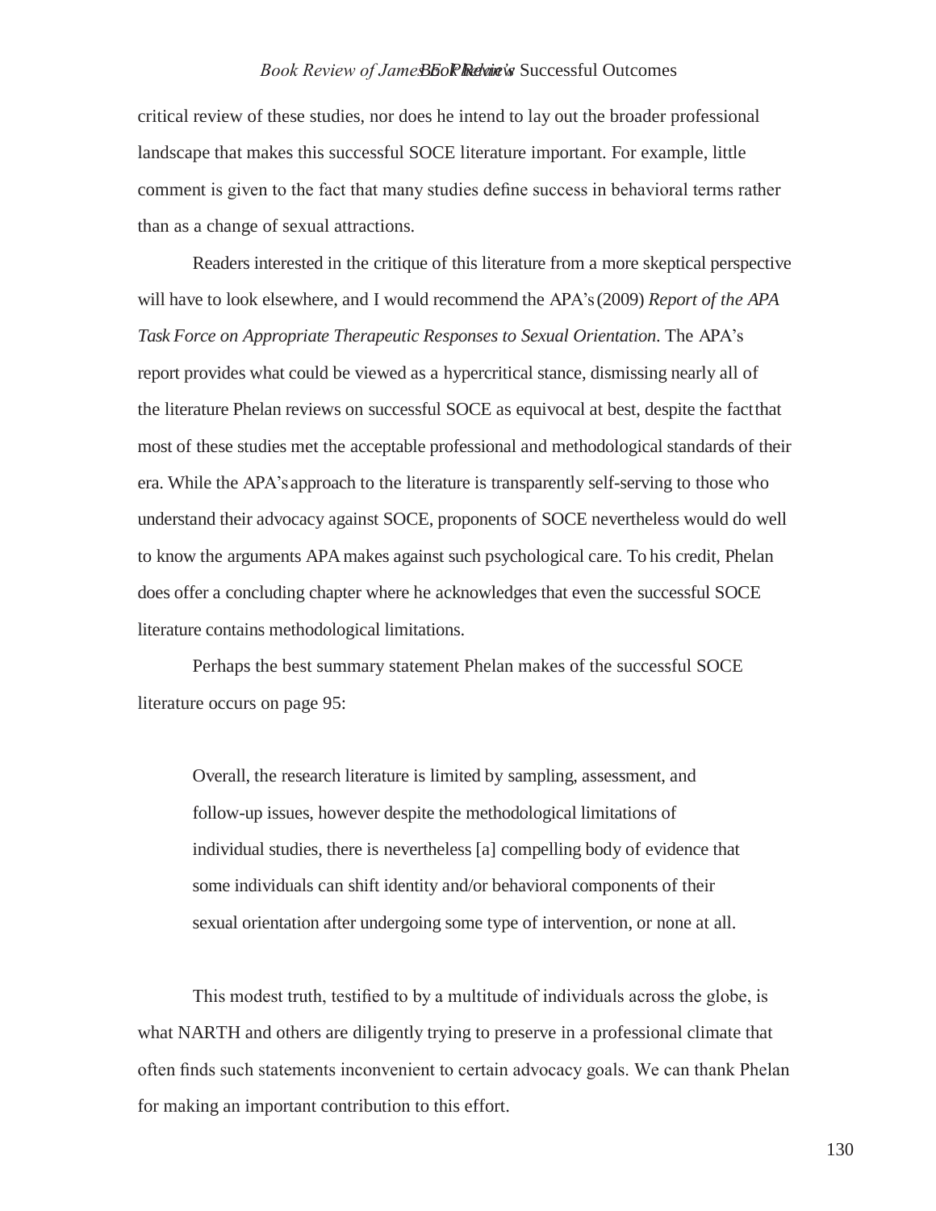critical review of these studies, nor does he intend to lay out the broader professional landscape that makes this successful SOCE literature important. For example, little comment is given to the fact that many studies define success in behavioral terms rather than as a change of sexual attractions.

Readers interested in the critique of this literature from a more skeptical perspective will have to look elsewhere, and I would recommend the APA's (2009) *Report of the APA Task Force on Appropriate Therapeutic Responses to Sexual Orientation*. The APA's report provides what could be viewed as a hypercritical stance, dismissing nearly all of the literature Phelan reviews on successful SOCE as equivocal at best, despite the fact that most of these studies met the acceptable professional and methodological standards of their era. While the APA's approach to the literature is transparently self-serving to those who understand their advocacy against SOCE, proponents of SOCE nevertheless would do well to know the arguments APA makes against such psychological care. To his credit, Phelan does offer a concluding chapter where he acknowledges that even the successful SOCE literature contains methodological limitations.

Perhaps the best summary statement Phelan makes of the successful SOCE literature occurs on page 95:

> Overall, the research literature is limited by sampling, assessment, and follow-up issues, however despite the methodological limitations of individual studies, there is nevertheless [a] compelling body of evidence that some individuals can shift identity and/or behavioral components of their sexual orientation after undergoing some type of intervention, or none at all.

This modest truth, testified to by a multitude of individuals across the globe, is what NARTH and others are diligently trying to preserve in a professional climate that often finds such statements inconvenient to certain advocacy goals. We can thank Phelan for making an important contribution to this effort.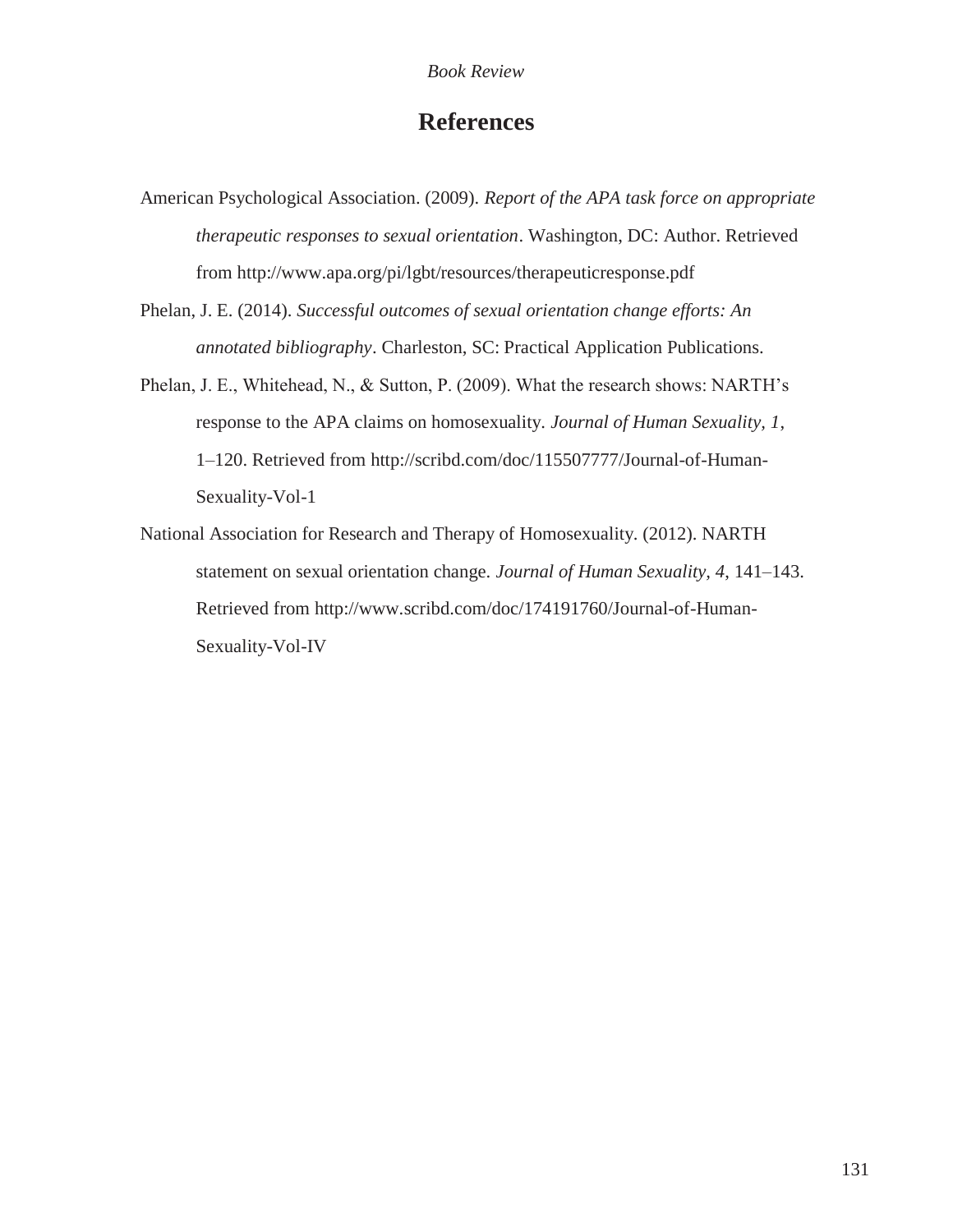# References

American Psychological Association. (2009). *Report of the APA task force on appropriate therapeutic responses to sexual orientation*. Washington, DC: Author. Retrieved from http://www.apa.org/pi/lgbt/resources/therapeuticresponse.pdf

Phelan, J. E. (2014). *Successful outcomes of sexual orientation change efforts: An annotated bibliography*. Charleston, SC: Practical Application Publications.

Phelan, J. E., Whitehead, N., & Sutton, P. (2009). What the research shows: NARTH's response to the APA claims on homosexuality. *Journal of Human Sexuality, 1*, 1–120. Retrieved from http://scribd.com/doc/115507777/Journal-of-Human-Sexuality-Vol-1

National Association for Research and Therapy of Homosexuality. (2012). NARTH statement on sexual orientation change. *Journal of Human Sexuality, 4*, 141–143. Retrieved from http://www.scribd.com/doc/174191760/Journal-of-Human-Sexuality-Vol-IV